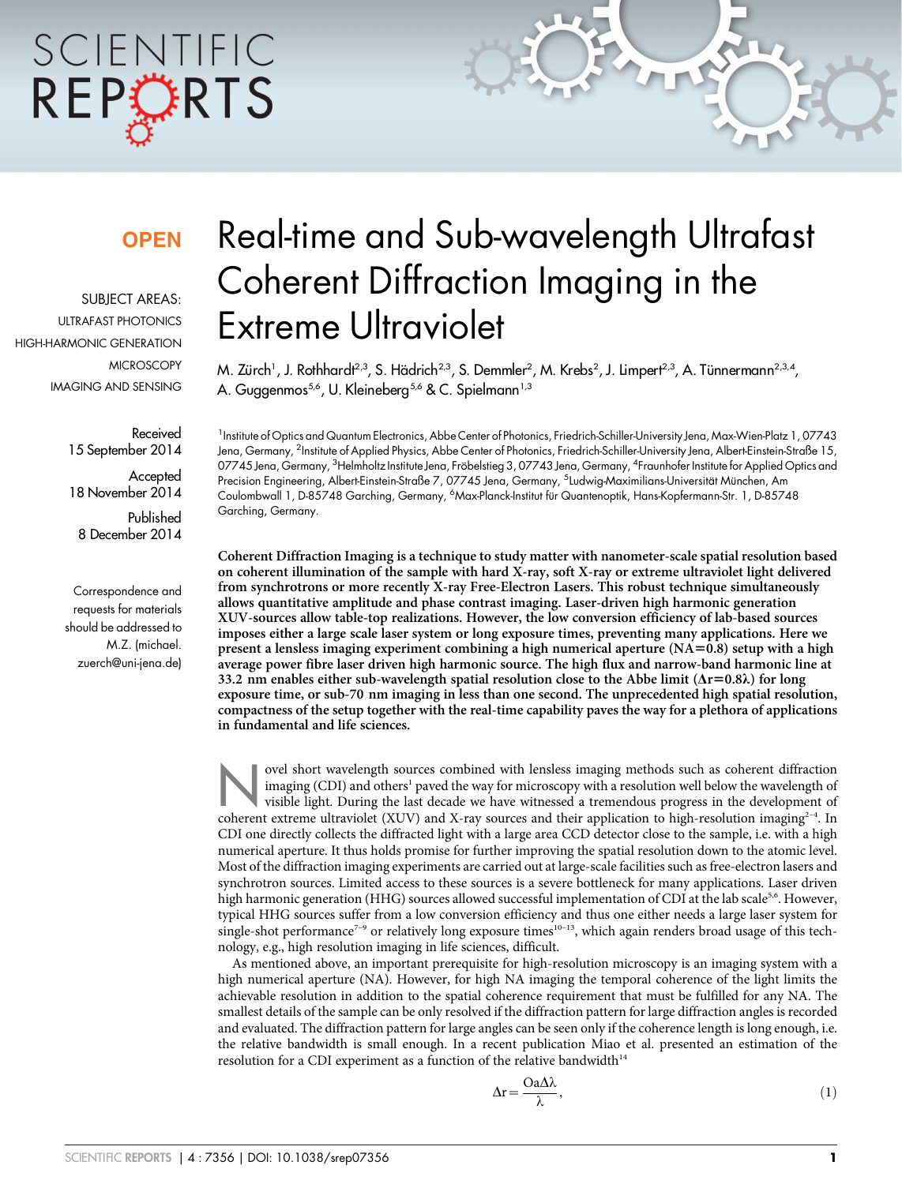**OPEN**

SUBJECT AREAS:
ULTRAFAST PHOTONICS
HIGH-HARMONIC GENERATION
MICROSCOPY
IMAGING AND SENSING

Received
15 September 2014

Accepted
18 November 2014

Published
8 December 2014

Correspondence and requests for materials should be addressed to M.Z. (michael.zuerch@uni-jena.de)

# Real-time and Sub-wavelength Ultrafast Coherent Diffraction Imaging in the Extreme Ultraviolet

M. Zürch[1], J. Rothhardt[2,3], S. Hädrich[2,3], S. Demmler[2], M. Krebs[2], J. Limpert[2,3], A. Tünnermann[2,3,4], A. Guggenmos[5,6], U. Kleineberg[5,6] & C. Spielmann[1,3]

[1]Institute of Optics and Quantum Electronics, Abbe Center of Photonics, Friedrich-Schiller-University Jena, Max-Wien-Platz 1, 07743 Jena, Germany, [2]Institute of Applied Physics, Abbe Center of Photonics, Friedrich-Schiller-University Jena, Albert-Einstein-Straße 15, 07745 Jena, Germany, [3]Helmholtz Institute Jena, Fröbelstieg 3, 07743 Jena, Germany, [4]Fraunhofer Institute for Applied Optics and Precision Engineering, Albert-Einstein-Straße 7, 07745 Jena, Germany, [5]Ludwig-Maximilians-Universität München, Am Coulombwall 1, D-85748 Garching, Germany, [6]Max-Planck-Institut für Quantenoptik, Hans-Kopfermann-Str. 1, D-85748 Garching, Germany.

**Coherent Diffraction Imaging is a technique to study matter with nanometer-scale spatial resolution based on coherent illumination of the sample with hard X-ray, soft X-ray or extreme ultraviolet light delivered from synchrotrons or more recently X-ray Free-Electron Lasers. This robust technique simultaneously allows quantitative amplitude and phase contrast imaging. Laser-driven high harmonic generation XUV-sources allow table-top realizations. However, the low conversion efficiency of lab-based sources imposes either a large scale laser system or long exposure times, preventing many applications. Here we present a lensless imaging experiment combining a high numerical aperture (NA=0.8) setup with a high average power fibre laser driven high harmonic source. The high flux and narrow-band harmonic line at 33.2 nm enables either sub-wavelength spatial resolution close to the Abbe limit ($\Delta r = 0.8\lambda$) for long exposure time, or sub-70 nm imaging in less than one second. The unprecedented high spatial resolution, compactness of the setup together with the real-time capability paves the way for a plethora of applications in fundamental and life sciences.**

Novel short wavelength sources combined with lensless imaging methods such as coherent diffraction imaging (CDI) and others[1] paved the way for microscopy with a resolution well below the wavelength of visible light. During the last decade we have witnessed a tremendous progress in the development of coherent extreme ultraviolet (XUV) and X-ray sources and their application to high-resolution imaging[2–4]. In CDI one directly collects the diffracted light with a large area CCD detector close to the sample, i.e. with a high numerical aperture. It thus holds promise for further improving the spatial resolution down to the atomic level. Most of the diffraction imaging experiments are carried out at large-scale facilities such as free-electron lasers and synchrotron sources. Limited access to these sources is a severe bottleneck for many applications. Laser driven high harmonic generation (HHG) sources allowed successful implementation of CDI at the lab scale[5,6]. However, typical HHG sources suffer from a low conversion efficiency and thus one either needs a large laser system for single-shot performance[7–9] or relatively long exposure times[10–13], which again renders broad usage of this technology, e.g., high resolution imaging in life sciences, difficult.

As mentioned above, an important prerequisite for high-resolution microscopy is an imaging system with a high numerical aperture (NA). However, for high NA imaging the temporal coherence of the light limits the achievable resolution in addition to the spatial coherence requirement that must be fulfilled for any NA. The smallest details of the sample can be only resolved if the diffraction pattern for large diffraction angles is recorded and evaluated. The diffraction pattern for large angles can be seen only if the coherence length is long enough, i.e. the relative bandwidth is small enough. In a recent publication Miao et al. presented an estimation of the resolution for a CDI experiment as a function of the relative bandwidth[14]

$$\Delta r = \frac{Oa\Delta\lambda}{\lambda}, \tag{1}$$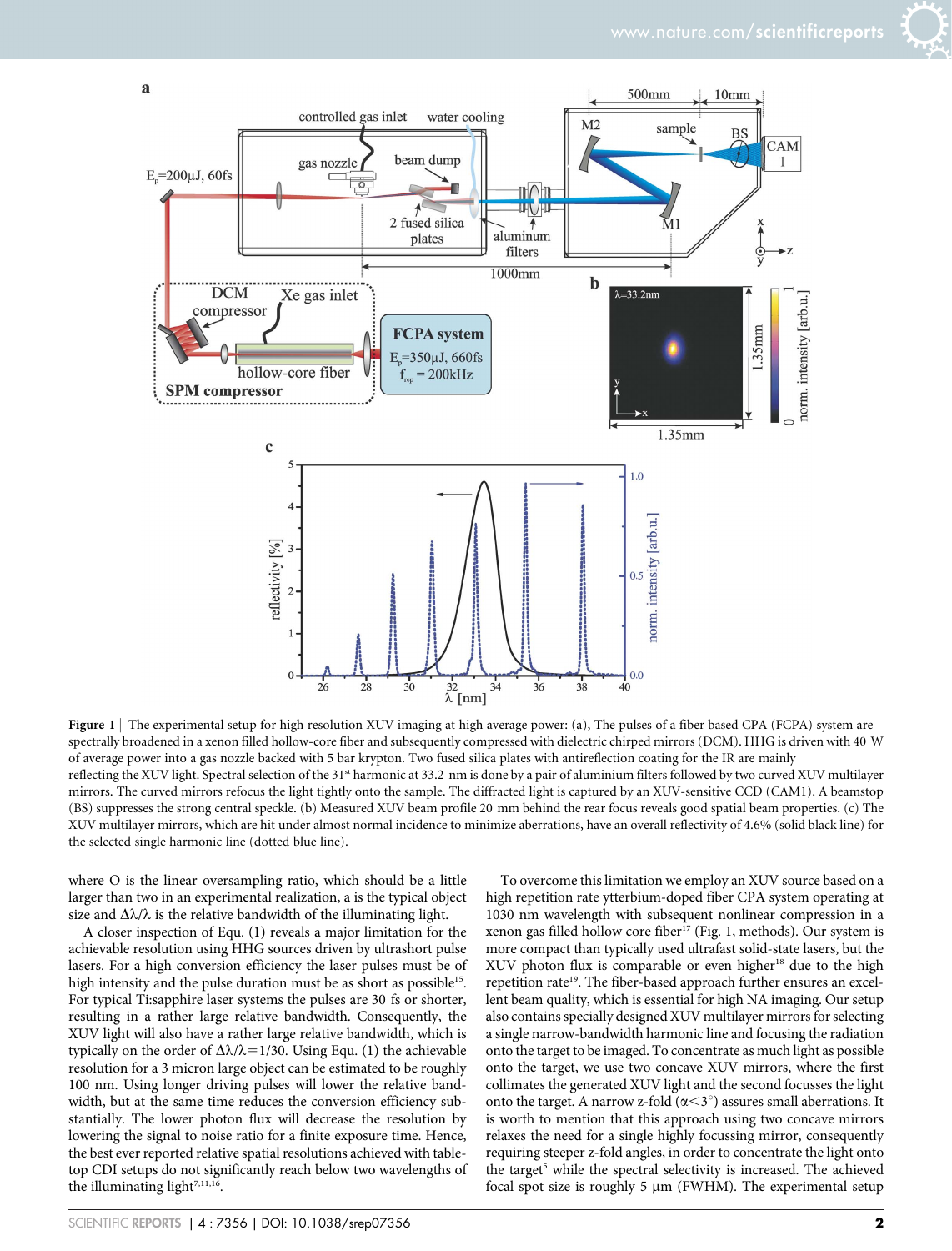**Figure 1** | The experimental setup for high resolution XUV imaging at high average power: (a), The pulses of a fiber based CPA (FCPA) system are spectrally broadened in a xenon filled hollow-core fiber and subsequently compressed with dielectric chirped mirrors (DCM). HHG is driven with 40 W of average power into a gas nozzle backed with 5 bar krypton. Two fused silica plates with antireflection coating for the IR are mainly reflecting the XUV light. Spectral selection of the 31[st] harmonic at 33.2 nm is done by a pair of aluminium filters followed by two curved XUV multilayer mirrors. The curved mirrors refocus the light tightly onto the sample. The diffracted light is captured by an XUV-sensitive CCD (CAM1). A beamstop (BS) suppresses the strong central speckle. (b) Measured XUV beam profile 20 mm behind the rear focus reveals good spatial beam properties. (c) The XUV multilayer mirrors, which are hit under almost normal incidence to minimize aberrations, have an overall reflectivity of 4.6% (solid black line) for the selected single harmonic line (dotted blue line).

where O is the linear oversampling ratio, which should be a little larger than two in an experimental realization, a is the typical object size and $\Delta\lambda/\lambda$ is the relative bandwidth of the illuminating light.

A closer inspection of Equ. (1) reveals a major limitation for the achievable resolution using HHG sources driven by ultrashort pulse lasers. For a high conversion efficiency the laser pulses must be of high intensity and the pulse duration must be as short as possible[15]. For typical Ti:sapphire laser systems the pulses are 30 fs or shorter, resulting in a rather large relative bandwidth. Consequently, the XUV light will also have a rather large relative bandwidth, which is typically on the order of $\Delta\lambda/\lambda = 1/30$. Using Equ. (1) the achievable resolution for a 3 micron large object can be estimated to be roughly 100 nm. Using longer driving pulses will lower the relative bandwidth, but at the same time reduces the conversion efficiency substantially. The lower photon flux will decrease the resolution by lowering the signal to noise ratio for a finite exposure time. Hence, the best ever reported relative spatial resolutions achieved with tabletop CDI setups do not significantly reach below two wavelengths of the illuminating light[7,11,16].

To overcome this limitation we employ an XUV source based on a high repetition rate ytterbium-doped fiber CPA system operating at 1030 nm wavelength with subsequent nonlinear compression in a xenon gas filled hollow core fiber[17] (Fig. 1, methods). Our system is more compact than typically used ultrafast solid-state lasers, but the XUV photon flux is comparable or even higher[18] due to the high repetition rate[19]. The fiber-based approach further ensures an excellent beam quality, which is essential for high NA imaging. Our setup also contains specially designed XUV multilayer mirrors for selecting a single narrow-bandwidth harmonic line and focusing the radiation onto the target to be imaged. To concentrate as much light as possible onto the target, we use two concave XUV mirrors, where the first collimates the generated XUV light and the second focusses the light onto the target. A narrow z-fold ($\alpha < 3^{\circ}$) assures small aberrations. It is worth to mention that this approach using two concave mirrors relaxes the need for a single highly focussing mirror, consequently requiring steeper z-fold angles, in order to concentrate the light onto the target[5] while the spectral selectivity is increased. The achieved focal spot size is roughly 5 µm (FWHM). The experimental setup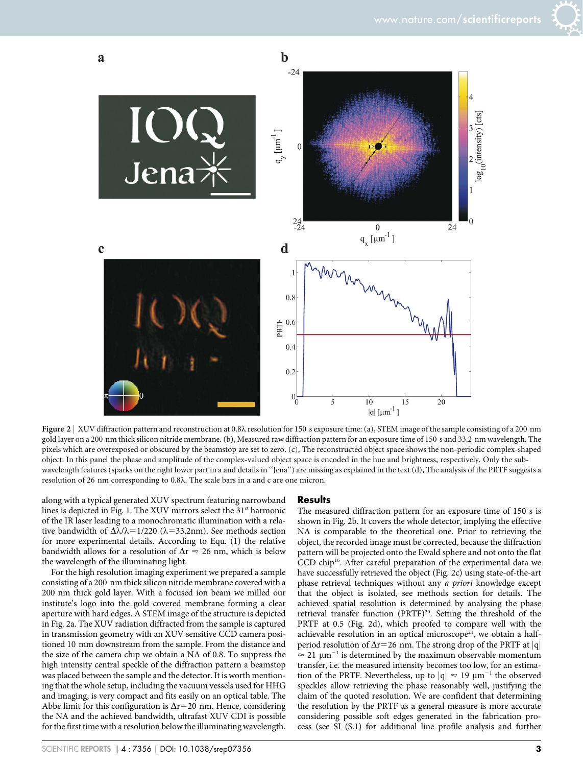Figure 2 | XUV diffraction pattern and reconstruction at 0.8λ resolution for 150 s exposure time: (a), STEM image of the sample consisting of a 200 nm gold layer on a 200 nm thick silicon nitride membrane. (b), Measured raw diffraction pattern for an exposure time of 150 s and 33.2 nm wavelength. The pixels which are overexposed or obscured by the beamstop are set to zero. (c), The reconstructed object space shows the non-periodic complex-shaped object. In this panel the phase and amplitude of the complex-valued object space is encoded in the hue and brightness, respectively. Only the sub-wavelength features (sparks on the right lower part in a and details in "Jena") are missing as explained in the text (d), The analysis of the PRTF suggests a resolution of 26 nm corresponding to 0.8λ. The scale bars in a and c are one micron.

along with a typical generated XUV spectrum featuring narrowband lines is depicted in Fig. 1. The XUV mirrors select the 31[st] harmonic of the IR laser leading to a monochromatic illumination with a relative bandwidth of $\Delta\lambda/\lambda = 1/220$ ($\lambda = 33.2$nm). See methods section for more experimental details. According to Equ. (1) the relative bandwidth allows for a resolution of $\Delta r \approx 26$ nm, which is below the wavelength of the illuminating light.

For the high resolution imaging experiment we prepared a sample consisting of a 200 nm thick silicon nitride membrane covered with a 200 nm thick gold layer. With a focused ion beam we milled our institute's logo into the gold covered membrane forming a clear aperture with hard edges. A STEM image of the structure is depicted in Fig. 2a. The XUV radiation diffracted from the sample is captured in transmission geometry with an XUV sensitive CCD camera positioned 10 mm downstream from the sample. From the distance and the size of the camera chip we obtain a NA of 0.8. To suppress the high intensity central speckle of the diffraction pattern a beamstop was placed between the sample and the detector. It is worth mentioning that the whole setup, including the vacuum vessels used for HHG and imaging, is very compact and fits easily on an optical table. The Abbe limit for this configuration is $\Delta r = 20$ nm. Hence, considering the NA and the achieved bandwidth, ultrafast XUV CDI is possible for the first time with a resolution below the illuminating wavelength.

## Results

The measured diffraction pattern for an exposure time of 150 s is shown in Fig. 2b. It covers the whole detector, implying the effective NA is comparable to the theoretical one. Prior to retrieving the object, the recorded image must be corrected, because the diffraction pattern will be projected onto the Ewald sphere and not onto the flat CCD chip[16]. After careful preparation of the experimental data we have successfully retrieved the object (Fig. 2c) using state-of-the-art phase retrieval techniques without any *a priori* knowledge except that the object is isolated, see methods section for details. The achieved spatial resolution is determined by analysing the phase retrieval transfer function (PRTF)[20]. Setting the threshold of the PRTF at 0.5 (Fig. 2d), which proofed to compare well with the achievable resolution in an optical microscope[21], we obtain a half-period resolution of $\Delta r = 26$ nm. The strong drop of the PRTF at $|q| \approx 21\ \mu m^{-1}$ is determined by the maximum observable momentum transfer, i.e. the measured intensity becomes too low, for an estimation of the PRTF. Nevertheless, up to $|q| \approx 19\ \mu m^{-1}$ the observed speckles allow retrieving the phase reasonably well, justifying the claim of the quoted resolution. We are confident that determining the resolution by the PRTF as a general measure is more accurate considering possible soft edges generated in the fabrication process (see SI (S.1) for additional line profile analysis and further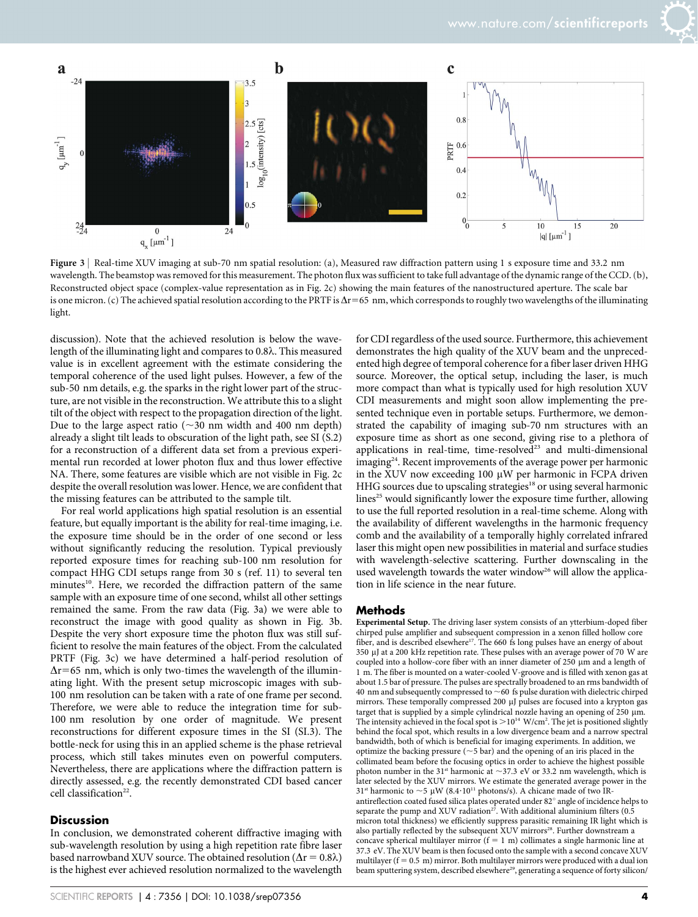**Figure 3** | Real-time XUV imaging at sub-70 nm spatial resolution: (a), Measured raw diffraction pattern using 1 s exposure time and 33.2 nm wavelength. The beamstop was removed for this measurement. The photon flux was sufficient to take full advantage of the dynamic range of the CCD. (b), Reconstructed object space (complex-value representation as in Fig. 2c) showing the main features of the nanostructured aperture. The scale bar is one micron. (c) The achieved spatial resolution according to the PRTF is $\Delta r = 65$ nm, which corresponds to roughly two wavelengths of the illuminating light.

discussion). Note that the achieved resolution is below the wavelength of the illuminating light and compares to 0.8λ. This measured value is in excellent agreement with the estimate considering the temporal coherence of the used light pulses. However, a few of the sub-50 nm details, e.g. the sparks in the right lower part of the structure, are not visible in the reconstruction. We attribute this to a slight tilt of the object with respect to the propagation direction of the light. Due to the large aspect ratio (~30 nm width and 400 nm depth) already a slight tilt leads to obscuration of the light path, see SI (S.2) for a reconstruction of a different data set from a previous experimental run recorded at lower photon flux and thus lower effective NA. There, some features are visible which are not visible in Fig. 2c despite the overall resolution was lower. Hence, we are confident that the missing features can be attributed to the sample tilt.

For real world applications high spatial resolution is an essential feature, but equally important is the ability for real-time imaging, i.e. the exposure time should be in the order of one second or less without significantly reducing the resolution. Typical previously reported exposure times for reaching sub-100 nm resolution for compact HHG CDI setups range from 30 s (ref. 11) to several ten minutes[10]. Here, we recorded the diffraction pattern of the same sample with an exposure time of one second, whilst all other settings remained the same. From the raw data (Fig. 3a) we were able to reconstruct the image with good quality as shown in Fig. 3b. Despite the very short exposure time the photon flux was still sufficient to resolve the main features of the object. From the calculated PRTF (Fig. 3c) we have determined a half-period resolution of $\Delta r = 65$ nm, which is only two-times the wavelength of the illuminating light. With the present setup microscopic images with sub-100 nm resolution can be taken with a rate of one frame per second. Therefore, we were able to reduce the integration time for sub-100 nm resolution by one order of magnitude. We present reconstructions for different exposure times in the SI (SI.3). The bottle-neck for using this in an applied scheme is the phase retrieval process, which still takes minutes even on powerful computers. Nevertheless, there are applications where the diffraction pattern is directly assessed, e.g. the recently demonstrated CDI based cancer cell classification[22].

## Discussion

In conclusion, we demonstrated coherent diffractive imaging with sub-wavelength resolution by using a high repetition rate fibre laser based narrowband XUV source. The obtained resolution ($\Delta r = 0.8\lambda$) is the highest ever achieved resolution normalized to the wavelength for CDI regardless of the used source. Furthermore, this achievement demonstrates the high quality of the XUV beam and the unprecedented high degree of temporal coherence for a fiber laser driven HHG source. Moreover, the optical setup, including the laser, is much more compact than what is typically used for high resolution XUV CDI measurements and might soon allow implementing the presented technique even in portable setups. Furthermore, we demonstrated the capability of imaging sub-70 nm structures with an exposure time as short as one second, giving rise to a plethora of applications in real-time, time-resolved[23] and multi-dimensional imaging[24]. Recent improvements of the average power per harmonic in the XUV now exceeding 100 µW per harmonic in FCPA driven HHG sources due to upscaling strategies[18] or using several harmonic lines[25] would significantly lower the exposure time further, allowing to use the full reported resolution in a real-time scheme. Along with the availability of different wavelengths in the harmonic frequency comb and the availability of a temporally highly correlated infrared laser this might open new possibilities in material and surface studies with wavelength-selective scattering. Further downscaling in the used wavelength towards the water window[26] will allow the application in life science in the near future.

## Methods

**Experimental Setup.** The driving laser system consists of an ytterbium-doped fiber chirped pulse amplifier and subsequent compression in a xenon filled hollow core fiber, and is described elsewhere[17]. The 660 fs long pulses have an energy of about 350 µJ at a 200 kHz repetition rate. These pulses with an average power of 70 W are coupled into a hollow-core fiber with an inner diameter of 250 µm and a length of 1 m. The fiber is mounted on a water-cooled V-groove and is filled with xenon gas at about 1.5 bar of pressure. The pulses are spectrally broadened to an rms bandwidth of 40 nm and subsequently compressed to ~60 fs pulse duration with dielectric chirped mirrors. These temporally compressed 200 µJ pulses are focused into a krypton gas target that is supplied by a simple cylindrical nozzle having an opening of 250 µm. The intensity achieved in the focal spot is $>10^{14}$ W/cm$^2$. The jet is positioned slightly behind the focal spot, which results in a low divergence beam and a narrow spectral bandwidth, both of which is beneficial for imaging experiments. In addition, we optimize the backing pressure (~5 bar) and the opening of an iris placed in the collimated beam before the focusing optics in order to achieve the highest possible photon number in the 31st harmonic at ~37.3 eV or 33.2 nm wavelength, which is later selected by the XUV mirrors. We estimate the generated average power in the 31st harmonic to ~5 µW ($8.4 \cdot 10^{11}$ photons/s). A chicane made of two IR-antireflection coated fused silica plates operated under 82° angle of incidence helps to separate the pump and XUV radiation[27]. With additional aluminium filters (0.5 micron total thickness) we efficiently suppress parasitic remaining IR light which is also partially reflected by the subsequent XUV mirrors[28]. Further downstream a concave spherical multilayer mirror (f = 1 m) collimates a single harmonic line at 37.3 eV. The XUV beam is then focused onto the sample with a second concave XUV multilayer (f = 0.5 m) mirror. Both multilayer mirrors were produced with a dual ion beam sputtering system, described elsewhere[29], generating a sequence of forty silicon/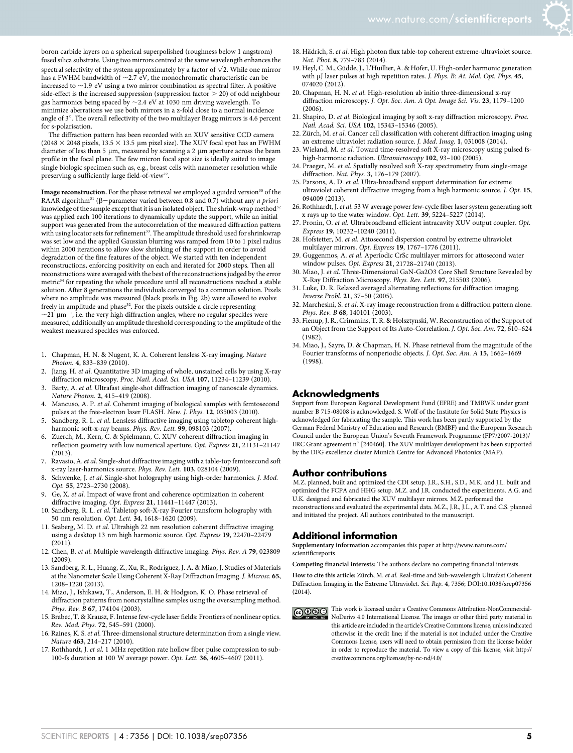boron carbide layers on a spherical superpolished (roughness below 1 angstrom) fused silica substrate. Using two mirrors centred at the same wavelength enhances the spectral selectivity of the system approximately by a factor of $\sqrt{2}$. While one mirror has a FWHM bandwidth of ~2.7 eV, the monochromatic characteristic can be increased to ~1.9 eV using a two mirror combination as spectral filter. A positive side-effect is the increased suppression (suppression factor > 20) of odd neighbour gas harmonics being spaced by ~2.4 eV at 1030 nm driving wavelength. To minimize aberrations we use both mirrors in a z-fold close to a normal incidence angle of 3°. The overall reflectivity of the two multilayer Bragg mirrors is 4.6 percent for s-polarisation.

The diffraction pattern has been recorded with an XUV sensitive CCD camera (2048 × 2048 pixels, 13.5 × 13.5 μm pixel size). The XUV focal spot has an FWHM diameter of less than 5 μm, measured by scanning a 2 μm aperture across the beam profile in the focal plane. The few micron focal spot size is ideally suited to image single biologic specimen such as, e.g., breast cells with nanometer resolution while preserving a sufficiently large field-of-view[22].

**Image reconstruction.** For the phase retrieval we employed a guided version[30] of the RAAR algorithm[31] (β−parameter varied between 0.8 and 0.7) without any *a priori* knowledge of the sample except that it is an isolated object. The shrink-wrap method[32] was applied each 100 iterations to dynamically update the support, while an initial support was generated from the autocorrelation of the measured diffraction pattern with using locator sets for refinement[33]. The amplitude threshold used for shrinkwrap was set low and the applied Gaussian blurring was ramped from 10 to 1 pixel radius within 2000 iterations to allow slow shrinking of the support in order to avoid degradation of the fine features of the object. We started with ten independent reconstructions, enforcing positivity on each and iterated for 2000 steps. Then all reconstructions were averaged with the best of the reconstructions judged by the error metric[34] for repeating the whole procedure until all reconstructions reached a stable solution. After 8 generations the individuals converged to a common solution. Pixels where no amplitude was measured (black pixels in Fig. 2b) were allowed to evolve freely in amplitude and phase[32]. For the pixels outside a circle representing ~21 μm$^{-1}$, i.e. the very high diffraction angles, where no regular speckles were measured, additionally an amplitude threshold corresponding to the amplitude of the weakest measured speckles was enforced.

1. Chapman, H. N. & Nugent, K. A. Coherent lensless X-ray imaging. *Nature Photon.* **4**, 833–839 (2010).
2. Jiang, H. *et al.* Quantitative 3D imaging of whole, unstained cells by using X-ray diffraction microscopy. *Proc. Natl. Acad. Sci. USA* **107**, 11234–11239 (2010).
3. Barty, A. *et al.* Ultrafast single-shot diffraction imaging of nanoscale dynamics. *Nature Photon.* **2**, 415–419 (2008).
4. Mancuso, A. P. *et al.* Coherent imaging of biological samples with femtosecond pulses at the free-electron laser FLASH. *New. J. Phys.* **12**, 035003 (2010).
5. Sandberg, R. L. *et al.* Lensless diffractive imaging using tabletop coherent high-harmonic soft-x-ray beams. *Phys. Rev. Lett.* **99**, 098103 (2007).
6. Zuerch, M., Kern, C. & Spielmann, C. XUV coherent diffraction imaging in reflection geometry with low numerical aperture. *Opt. Express* **21**, 21131–21147 (2013).
7. Ravasio, A. *et al.* Single-shot diffractive imaging with a table-top femtosecond soft x-ray laser-harmonics source. *Phys. Rev. Lett.* **103**, 028104 (2009).
8. Schwenke, J. *et al.* Single-shot holography using high-order harmonics. *J. Mod. Opt.* **55**, 2723–2730 (2008).
9. Ge, X. *et al.* Impact of wave front and coherence optimization in coherent diffractive imaging. *Opt. Express* **21**, 11441–11447 (2013).
10. Sandberg, R. L. *et al.* Tabletop soft-X-ray Fourier transform holography with 50 nm resolution. *Opt. Lett.* **34**, 1618–1620 (2009).
11. Seaberg, M. D. *et al.* Ultrahigh 22 nm resolution coherent diffractive imaging using a desktop 13 nm high harmonic source. *Opt. Express* **19**, 22470–22479 (2011).
12. Chen, B. *et al.* Multiple wavelength diffractive imaging. *Phys. Rev. A* **79**, 023809 (2009).
13. Sandberg, R. L., Huang, Z., Xu, R., Rodriguez, J. A. & Miao, J. Studies of Materials at the Nanometer Scale Using Coherent X-Ray Diffraction Imaging. *J. Microsc.* **65**, 1208–1220 (2013).
14. Miao, J., Ishikawa, T., Anderson, E. H. & Hodgson, K. O. Phase retrieval of diffraction patterns from noncrystalline samples using the oversampling method. *Phys. Rev. B* **67**, 174104 (2003).
15. Brabec, T. & Krausz, F. Intense few-cycle laser fields: Frontiers of nonlinear optics. *Rev. Mod. Phys.* **72**, 545–591 (2000).
16. Raines, K. S. *et al.* Three-dimensional structure determination from a single view. *Nature* **463**, 214–217 (2010).
17. Rothhardt, J. *et al.* 1 MHz repetition rate hollow fiber pulse compression to sub-100-fs duration at 100 W average power. *Opt. Lett.* **36**, 4605–4607 (2011).
18. Hädrich, S. *et al.* High photon flux table-top coherent extreme-ultraviolet source. *Nat. Phot.* **8**, 779–783 (2014).
19. Heyl, C. M., Güdde, J., L'Huillier, A. & Höfer, U. High-order harmonic generation with μJ laser pulses at high repetition rates. *J. Phys. B: At. Mol. Opt. Phys.* **45**, 074020 (2012).
20. Chapman, H. N. *et al.* High-resolution ab initio three-dimensional x-ray diffraction microscopy. *J. Opt. Soc. Am. A Opt. Image Sci. Vis.* **23**, 1179–1200 (2006).
21. Shapiro, D. *et al.* Biological imaging by soft x-ray diffraction microscopy. *Proc. Natl. Acad. Sci. USA* **102**, 15343–15346 (2005).
22. Zürch, M. *et al.* Cancer cell classification with coherent diffraction imaging using an extreme ultraviolet radiation source. *J. Med. Imag.* **1**, 031008 (2014).
23. Wieland, M. *et al.* Toward time-resolved soft X-ray microscopy using pulsed fs-high-harmonic radiation. *Ultramicroscopy* **102**, 93–100 (2005).
24. Praeger, M. *et al.* Spatially resolved soft X-ray spectrometry from single-image diffraction. *Nat. Phys.* **3**, 176–179 (2007).
25. Parsons, A. D. *et al.* Ultra-broadband support determination for extreme ultraviolet coherent diffractive imaging from a high harmonic source. *J. Opt.* **15**, 094009 (2013).
26. Rothhardt, J. *et al.* 53 W average power few-cycle fiber laser system generating soft x rays up to the water window. *Opt. Lett.* **39**, 5224–5227 (2014).
27. Pronin, O. *et al.* Ultrabroadband efficient intracavity XUV output coupler. *Opt. Express* **19**, 10232–10240 (2011).
28. Hofstetter, M. *et al.* Attosecond dispersion control by extreme ultraviolet multilayer mirrors. *Opt. Express* **19**, 1767–1776 (2011).
29. Guggenmos, A. *et al.* Aperiodic CrSc multilayer mirrors for attosecond water window pulses. *Opt. Express* **21**, 21728–21740 (2013).
30. Miao, J. *et al.* Three-Dimensional GaN-Ga2O3 Core Shell Structure Revealed by X-Ray Diffraction Microscopy. *Phys. Rev. Lett.* **97**, 215503 (2006).
31. Luke, D. R. Relaxed averaged alternating reflections for diffraction imaging. *Inverse Probl.* **21**, 37–50 (2005).
32. Marchesini, S. *et al.* X-ray image reconstruction from a diffraction pattern alone. *Phys. Rev. B* **68**, 140101 (2003).
33. Fienup, J. R., Crimmins, T. R. & Holsztynski, W. Reconstruction of the Support of an Object from the Support of Its Auto-Correlation. *J. Opt. Soc. Am.* **72**, 610–624 (1982).
34. Miao, J., Sayre, D. & Chapman, H. N. Phase retrieval from the magnitude of the Fourier transforms of nonperiodic objects. *J. Opt. Soc. Am. A* **15**, 1662–1669 (1998).

## Acknowledgments

Support from European Regional Development Fund (EFRE) and TMBWK under grant number B 715-08008 is acknowledged. S. Wolf of the Institute for Solid State Physics is acknowledged for fabricating the sample. This work has been partly supported by the German Federal Ministry of Education and Research (BMBF) and the European Research Council under the European Union's Seventh Framework Programme (FP7/2007-2013)/ ERC Grant agreement n° [240460]. The XUV multilayer development has been supported by the DFG excellence cluster Munich Centre for Advanced Photonics (MAP).

## Author contributions

M.Z. planned, built and optimized the CDI setup. J.R., S.H., S.D., M.K. and J.L. built and optimized the FCPA and HHG setup. M.Z. and J.R. conducted the experiments. A.G. and U.K. designed and fabricated the XUV multilayer mirrors. M.Z. performed the reconstructions and evaluated the experimental data. M.Z., J.R., J.L., A.T. and C.S. planned and initiated the project. All authors contributed to the manuscript.

## Additional information

**Supplementary information** accompanies this paper at http://www.nature.com/scientificreports

**Competing financial interests:** The authors declare no competing financial interests.

**How to cite this article:** Zürch, M. *et al.* Real-time and Sub-wavelength Ultrafast Coherent Diffraction Imaging in the Extreme Ultraviolet. *Sci. Rep.* **4**, 7356; DOI:10.1038/srep07356 (2014).

This work is licensed under a Creative Commons Attribution-NonCommercial-NoDerivs 4.0 International License. The images or other third party material in this article are included in the article's Creative Commons license, unless indicated otherwise in the credit line; if the material is not included under the Creative Commons license, users will need to obtain permission from the license holder in order to reproduce the material. To view a copy of this license, visit http://creativecommons.org/licenses/by-nc-nd/4.0/